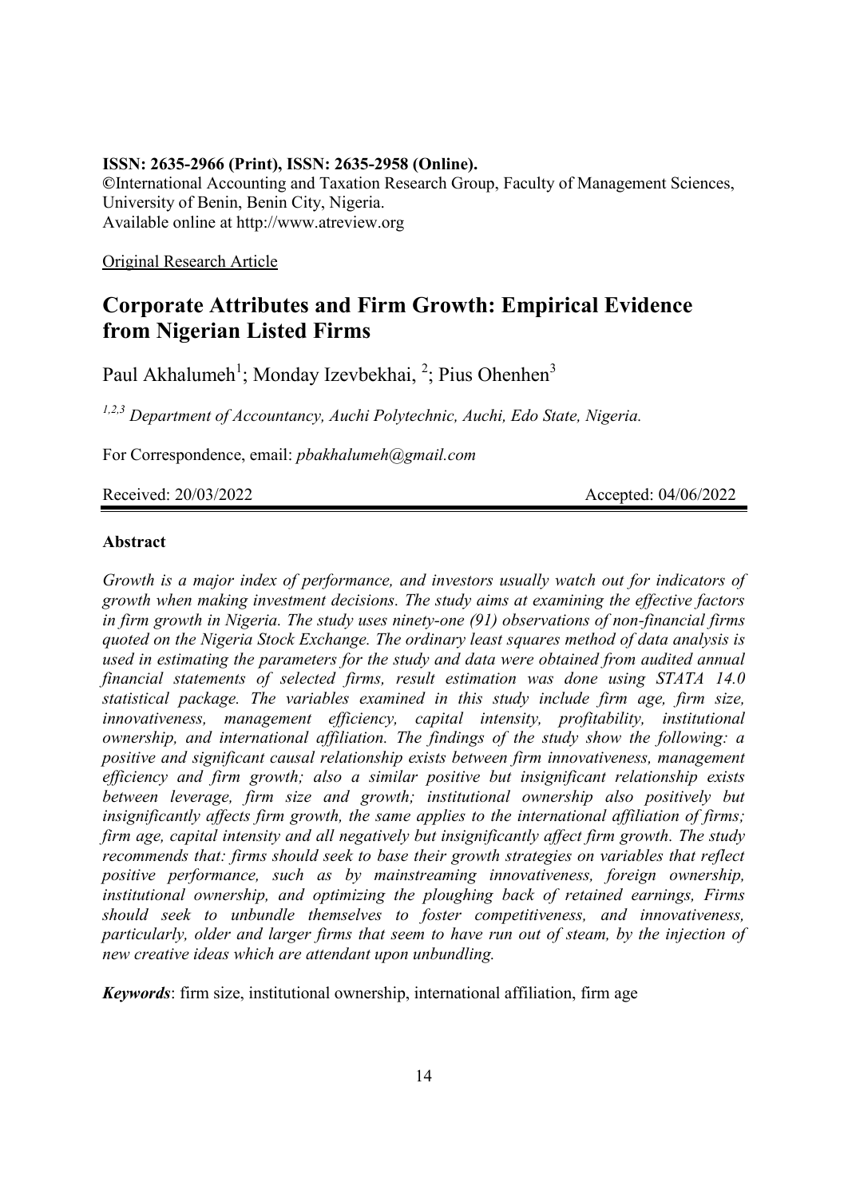**ISSN: 2635-2966 (Print), ISSN: 2635-2958 (Online).**
**©**International Accounting and Taxation Research Group, Faculty of Management Sciences, University of Benin, Benin City, Nigeria.
Available online at http://www.atreview.org

Original Research Article

# Corporate Attributes and Firm Growth: Empirical Evidence from Nigerian Listed Firms

Paul Akhalumeh[1]; Monday Izevbekhai, [2]; Pius Ohenhen[3]

*[1,2,3] Department of Accountancy, Auchi Polytechnic, Auchi, Edo State, Nigeria.*

For Correspondence, email: *pbakhalumeh@gmail.com*

Received: 20/03/2022 Accepted: 04/06/2022

**Abstract**

*Growth is a major index of performance, and investors usually watch out for indicators of growth when making investment decisions. The study aims at examining the effective factors in firm growth in Nigeria. The study uses ninety-one (91) observations of non-financial firms quoted on the Nigeria Stock Exchange. The ordinary least squares method of data analysis is used in estimating the parameters for the study and data were obtained from audited annual financial statements of selected firms, result estimation was done using STATA 14.0 statistical package. The variables examined in this study include firm age, firm size, innovativeness, management efficiency, capital intensity, profitability, institutional ownership, and international affiliation. The findings of the study show the following: a positive and significant causal relationship exists between firm innovativeness, management efficiency and firm growth; also a similar positive but insignificant relationship exists between leverage, firm size and growth; institutional ownership also positively but insignificantly affects firm growth, the same applies to the international affiliation of firms; firm age, capital intensity and all negatively but insignificantly affect firm growth. The study recommends that: firms should seek to base their growth strategies on variables that reflect positive performance, such as by mainstreaming innovativeness, foreign ownership, institutional ownership, and optimizing the ploughing back of retained earnings, Firms should seek to unbundle themselves to foster competitiveness, and innovativeness, particularly, older and larger firms that seem to have run out of steam, by the injection of new creative ideas which are attendant upon unbundling.*

***Keywords***: firm size, institutional ownership, international affiliation, firm age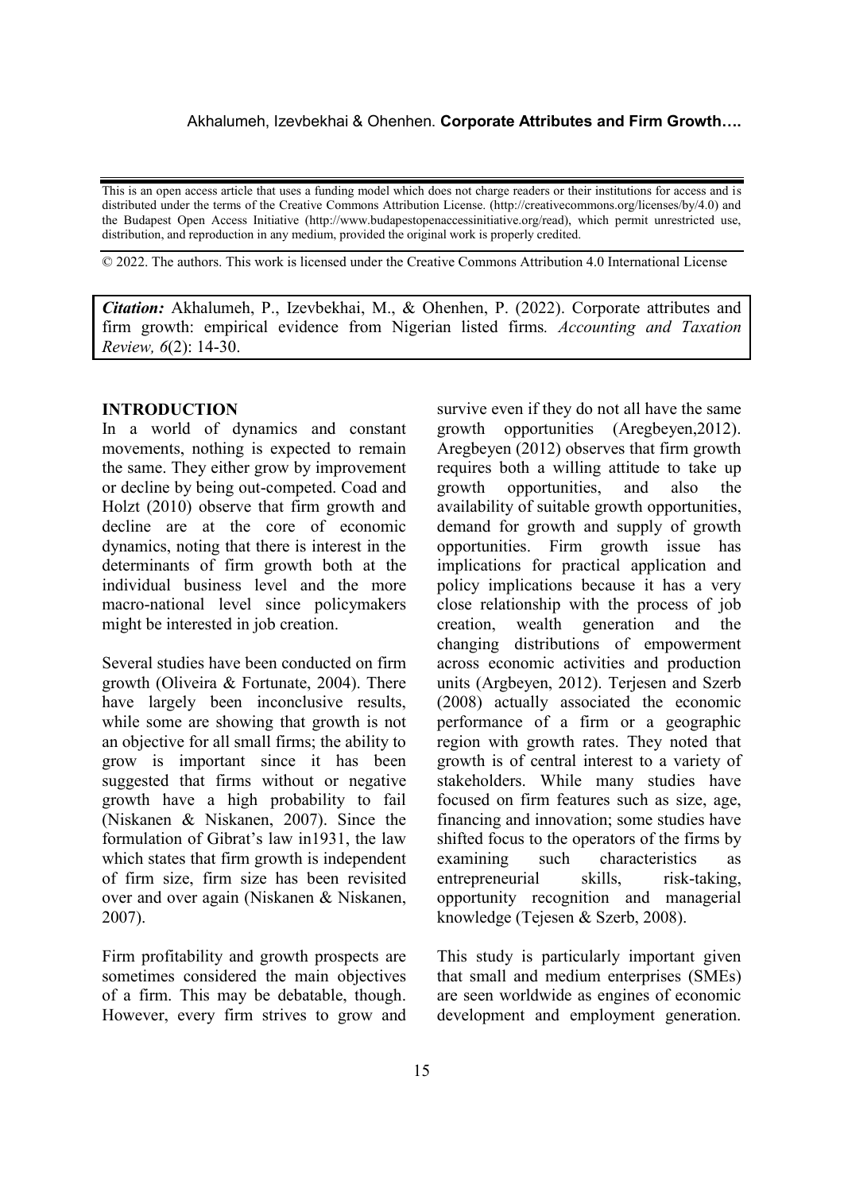This is an open access article that uses a funding model which does not charge readers or their institutions for access and is distributed under the terms of the Creative Commons Attribution License. (http://creativecommons.org/licenses/by/4.0) and the Budapest Open Access Initiative (http://www.budapestopenaccessinitiative.org/read), which permit unrestricted use, distribution, and reproduction in any medium, provided the original work is properly credited.

© 2022. The authors. This work is licensed under the Creative Commons Attribution 4.0 International License

***Citation:*** Akhalumeh, P., Izevbekhai, M., & Ohenhen, P. (2022). Corporate attributes and firm growth: empirical evidence from Nigerian listed firms. *Accounting and Taxation Review, 6*(2): 14-30.

## INTRODUCTION

In a world of dynamics and constant movements, nothing is expected to remain the same. They either grow by improvement or decline by being out-competed. Coad and Holzt (2010) observe that firm growth and decline are at the core of economic dynamics, noting that there is interest in the determinants of firm growth both at the individual business level and the more macro-national level since policymakers might be interested in job creation.

Several studies have been conducted on firm growth (Oliveira & Fortunate, 2004). There have largely been inconclusive results, while some are showing that growth is not an objective for all small firms; the ability to grow is important since it has been suggested that firms without or negative growth have a high probability to fail (Niskanen & Niskanen, 2007). Since the formulation of Gibrat's law in1931, the law which states that firm growth is independent of firm size, firm size has been revisited over and over again (Niskanen & Niskanen, 2007).

Firm profitability and growth prospects are sometimes considered the main objectives of a firm. This may be debatable, though. However, every firm strives to grow and survive even if they do not all have the same growth opportunities (Aregbeyen,2012). Aregbeyen (2012) observes that firm growth requires both a willing attitude to take up growth opportunities, and also the availability of suitable growth opportunities, demand for growth and supply of growth opportunities. Firm growth issue has implications for practical application and policy implications because it has a very close relationship with the process of job creation, wealth generation and the changing distributions of empowerment across economic activities and production units (Argbeyen, 2012). Terjesen and Szerb (2008) actually associated the economic performance of a firm or a geographic region with growth rates. They noted that growth is of central interest to a variety of stakeholders. While many studies have focused on firm features such as size, age, financing and innovation; some studies have shifted focus to the operators of the firms by examining such characteristics as entrepreneurial skills, risk-taking, opportunity recognition and managerial knowledge (Tejesen & Szerb, 2008).

This study is particularly important given that small and medium enterprises (SMEs) are seen worldwide as engines of economic development and employment generation.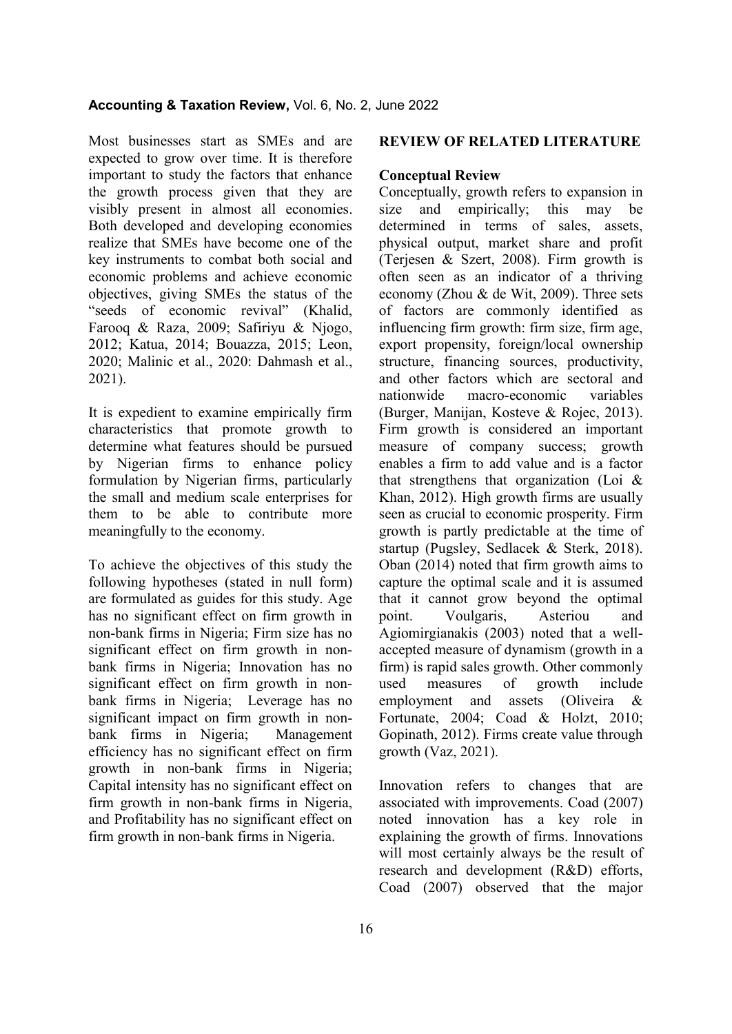Most businesses start as SMEs and are expected to grow over time. It is therefore important to study the factors that enhance the growth process given that they are visibly present in almost all economies. Both developed and developing economies realize that SMEs have become one of the key instruments to combat both social and economic problems and achieve economic objectives, giving SMEs the status of the "seeds of economic revival" (Khalid, Farooq & Raza, 2009; Safiriyu & Njogo, 2012; Katua, 2014; Bouazza, 2015; Leon, 2020; Malinic et al., 2020: Dahmash et al., 2021).

It is expedient to examine empirically firm characteristics that promote growth to determine what features should be pursued by Nigerian firms to enhance policy formulation by Nigerian firms, particularly the small and medium scale enterprises for them to be able to contribute more meaningfully to the economy.

To achieve the objectives of this study the following hypotheses (stated in null form) are formulated as guides for this study. Age has no significant effect on firm growth in non-bank firms in Nigeria; Firm size has no significant effect on firm growth in non-bank firms in Nigeria; Innovation has no significant effect on firm growth in non-bank firms in Nigeria; Leverage has no significant impact on firm growth in non-bank firms in Nigeria; Management efficiency has no significant effect on firm growth in non-bank firms in Nigeria; Capital intensity has no significant effect on firm growth in non-bank firms in Nigeria, and Profitability has no significant effect on firm growth in non-bank firms in Nigeria.

## REVIEW OF RELATED LITERATURE

### Conceptual Review

Conceptually, growth refers to expansion in size and empirically; this may be determined in terms of sales, assets, physical output, market share and profit (Terjesen & Szert, 2008). Firm growth is often seen as an indicator of a thriving economy (Zhou & de Wit, 2009). Three sets of factors are commonly identified as influencing firm growth: firm size, firm age, export propensity, foreign/local ownership structure, financing sources, productivity, and other factors which are sectoral and nationwide macro-economic variables (Burger, Manijan, Kosteve & Rojec, 2013). Firm growth is considered an important measure of company success; growth enables a firm to add value and is a factor that strengthens that organization (Loi & Khan, 2012). High growth firms are usually seen as crucial to economic prosperity. Firm growth is partly predictable at the time of startup (Pugsley, Sedlacek & Sterk, 2018). Oban (2014) noted that firm growth aims to capture the optimal scale and it is assumed that it cannot grow beyond the optimal point. Voulgaris, Asteriou and Agiomirgianakis (2003) noted that a well-accepted measure of dynamism (growth in a firm) is rapid sales growth. Other commonly used measures of growth include employment and assets (Oliveira & Fortunate, 2004; Coad & Holzt, 2010; Gopinath, 2012). Firms create value through growth (Vaz, 2021).

Innovation refers to changes that are associated with improvements. Coad (2007) noted innovation has a key role in explaining the growth of firms. Innovations will most certainly always be the result of research and development (R&D) efforts, Coad (2007) observed that the major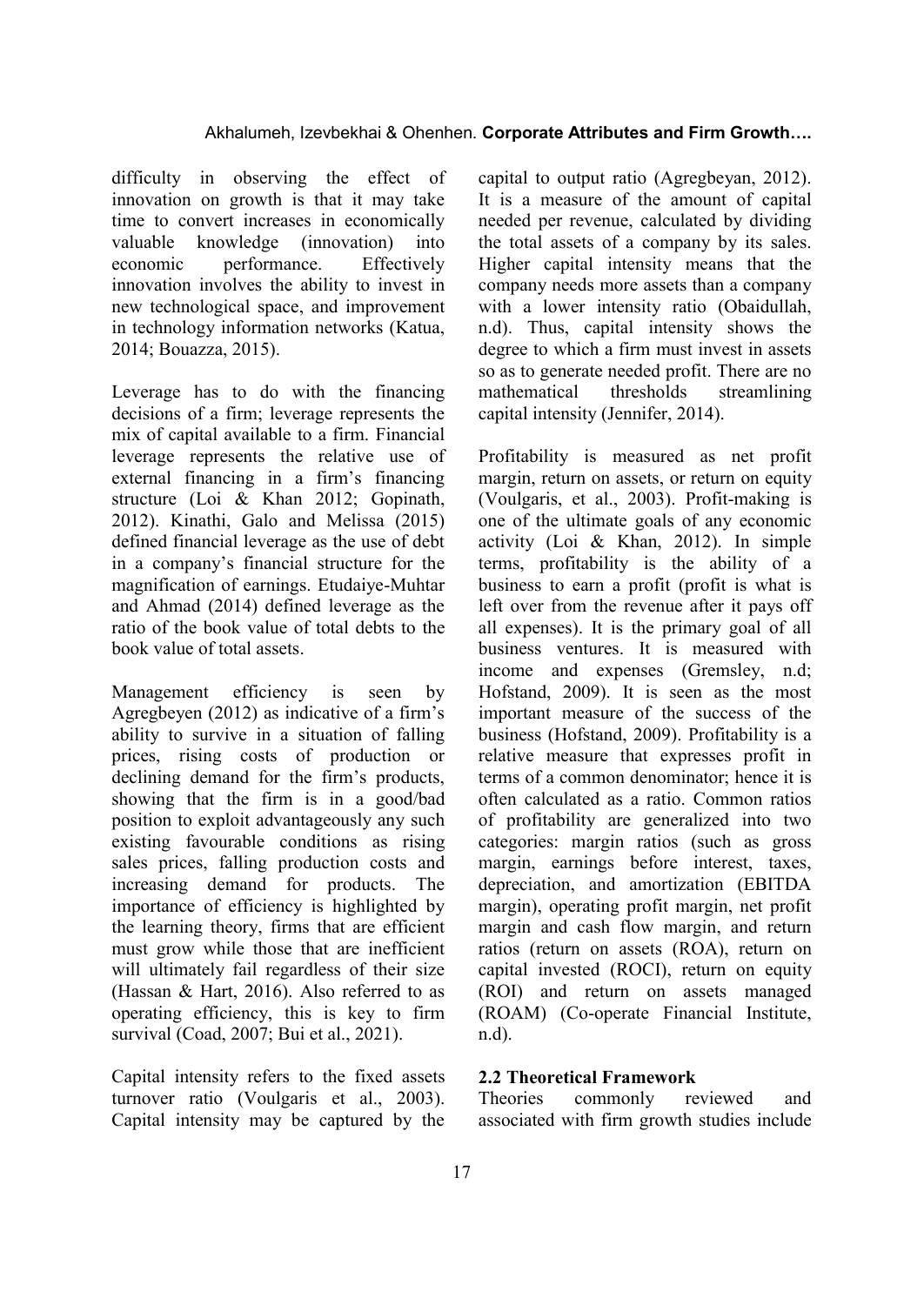difficulty in observing the effect of innovation on growth is that it may take time to convert increases in economically valuable knowledge (innovation) into economic performance. Effectively innovation involves the ability to invest in new technological space, and improvement in technology information networks (Katua, 2014; Bouazza, 2015).

Leverage has to do with the financing decisions of a firm; leverage represents the mix of capital available to a firm. Financial leverage represents the relative use of external financing in a firm's financing structure (Loi & Khan 2012; Gopinath, 2012). Kinathi, Galo and Melissa (2015) defined financial leverage as the use of debt in a company's financial structure for the magnification of earnings. Etudaiye-Muhtar and Ahmad (2014) defined leverage as the ratio of the book value of total debts to the book value of total assets.

Management efficiency is seen by Agregbeyen (2012) as indicative of a firm's ability to survive in a situation of falling prices, rising costs of production or declining demand for the firm's products, showing that the firm is in a good/bad position to exploit advantageously any such existing favourable conditions as rising sales prices, falling production costs and increasing demand for products. The importance of efficiency is highlighted by the learning theory, firms that are efficient must grow while those that are inefficient will ultimately fail regardless of their size (Hassan & Hart, 2016). Also referred to as operating efficiency, this is key to firm survival (Coad, 2007; Bui et al., 2021).

Capital intensity refers to the fixed assets turnover ratio (Voulgaris et al., 2003). Capital intensity may be captured by the capital to output ratio (Agregbeyan, 2012). It is a measure of the amount of capital needed per revenue, calculated by dividing the total assets of a company by its sales. Higher capital intensity means that the company needs more assets than a company with a lower intensity ratio (Obaidullah, n.d). Thus, capital intensity shows the degree to which a firm must invest in assets so as to generate needed profit. There are no mathematical thresholds streamlining capital intensity (Jennifer, 2014).

Profitability is measured as net profit margin, return on assets, or return on equity (Voulgaris, et al., 2003). Profit-making is one of the ultimate goals of any economic activity (Loi & Khan, 2012). In simple terms, profitability is the ability of a business to earn a profit (profit is what is left over from the revenue after it pays off all expenses). It is the primary goal of all business ventures. It is measured with income and expenses (Gremsley, n.d; Hofstand, 2009). It is seen as the most important measure of the success of the business (Hofstand, 2009). Profitability is a relative measure that expresses profit in terms of a common denominator; hence it is often calculated as a ratio. Common ratios of profitability are generalized into two categories: margin ratios (such as gross margin, earnings before interest, taxes, depreciation, and amortization (EBITDA margin), operating profit margin, net profit margin and cash flow margin, and return ratios (return on assets (ROA), return on capital invested (ROCI), return on equity (ROI) and return on assets managed (ROAM) (Co-operate Financial Institute, n.d).

### 2.2 Theoretical Framework

Theories commonly reviewed and associated with firm growth studies include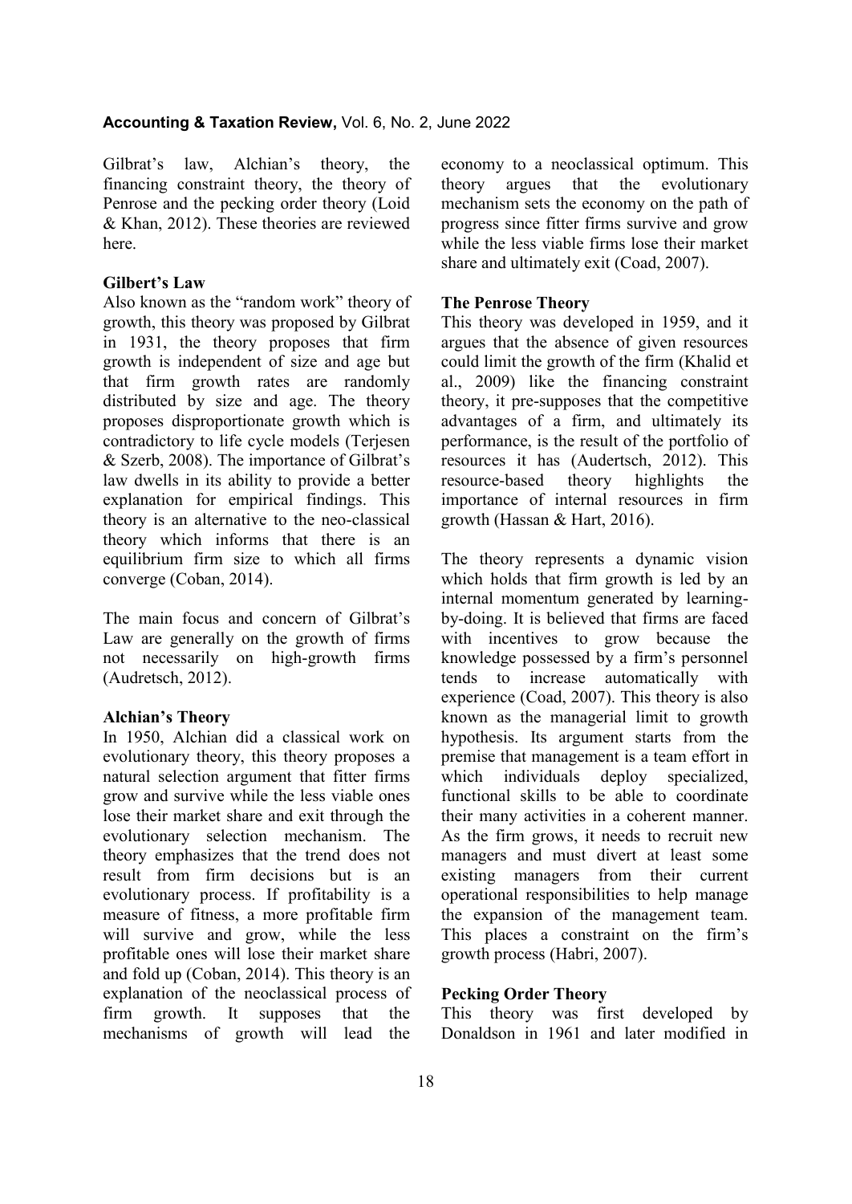Gilbrat's law, Alchian's theory, the financing constraint theory, the theory of Penrose and the pecking order theory (Loid & Khan, 2012). These theories are reviewed here.

**Gilbert's Law**

Also known as the "random work" theory of growth, this theory was proposed by Gilbrat in 1931, the theory proposes that firm growth is independent of size and age but that firm growth rates are randomly distributed by size and age. The theory proposes disproportionate growth which is contradictory to life cycle models (Terjesen & Szerb, 2008). The importance of Gilbrat's law dwells in its ability to provide a better explanation for empirical findings. This theory is an alternative to the neo-classical theory which informs that there is an equilibrium firm size to which all firms converge (Coban, 2014).

The main focus and concern of Gilbrat's Law are generally on the growth of firms not necessarily on high-growth firms (Audretsch, 2012).

**Alchian's Theory**

In 1950, Alchian did a classical work on evolutionary theory, this theory proposes a natural selection argument that fitter firms grow and survive while the less viable ones lose their market share and exit through the evolutionary selection mechanism. The theory emphasizes that the trend does not result from firm decisions but is an evolutionary process. If profitability is a measure of fitness, a more profitable firm will survive and grow, while the less profitable ones will lose their market share and fold up (Coban, 2014). This theory is an explanation of the neoclassical process of firm growth. It supposes that the mechanisms of growth will lead the economy to a neoclassical optimum. This theory argues that the evolutionary mechanism sets the economy on the path of progress since fitter firms survive and grow while the less viable firms lose their market share and ultimately exit (Coad, 2007).

**The Penrose Theory**

This theory was developed in 1959, and it argues that the absence of given resources could limit the growth of the firm (Khalid et al., 2009) like the financing constraint theory, it pre-supposes that the competitive advantages of a firm, and ultimately its performance, is the result of the portfolio of resources it has (Audertsch, 2012). This resource-based theory highlights the importance of internal resources in firm growth (Hassan & Hart, 2016).

The theory represents a dynamic vision which holds that firm growth is led by an internal momentum generated by learning-by-doing. It is believed that firms are faced with incentives to grow because the knowledge possessed by a firm's personnel tends to increase automatically with experience (Coad, 2007). This theory is also known as the managerial limit to growth hypothesis. Its argument starts from the premise that management is a team effort in which individuals deploy specialized, functional skills to be able to coordinate their many activities in a coherent manner. As the firm grows, it needs to recruit new managers and must divert at least some existing managers from their current operational responsibilities to help manage the expansion of the management team. This places a constraint on the firm's growth process (Habri, 2007).

**Pecking Order Theory**

This theory was first developed by Donaldson in 1961 and later modified in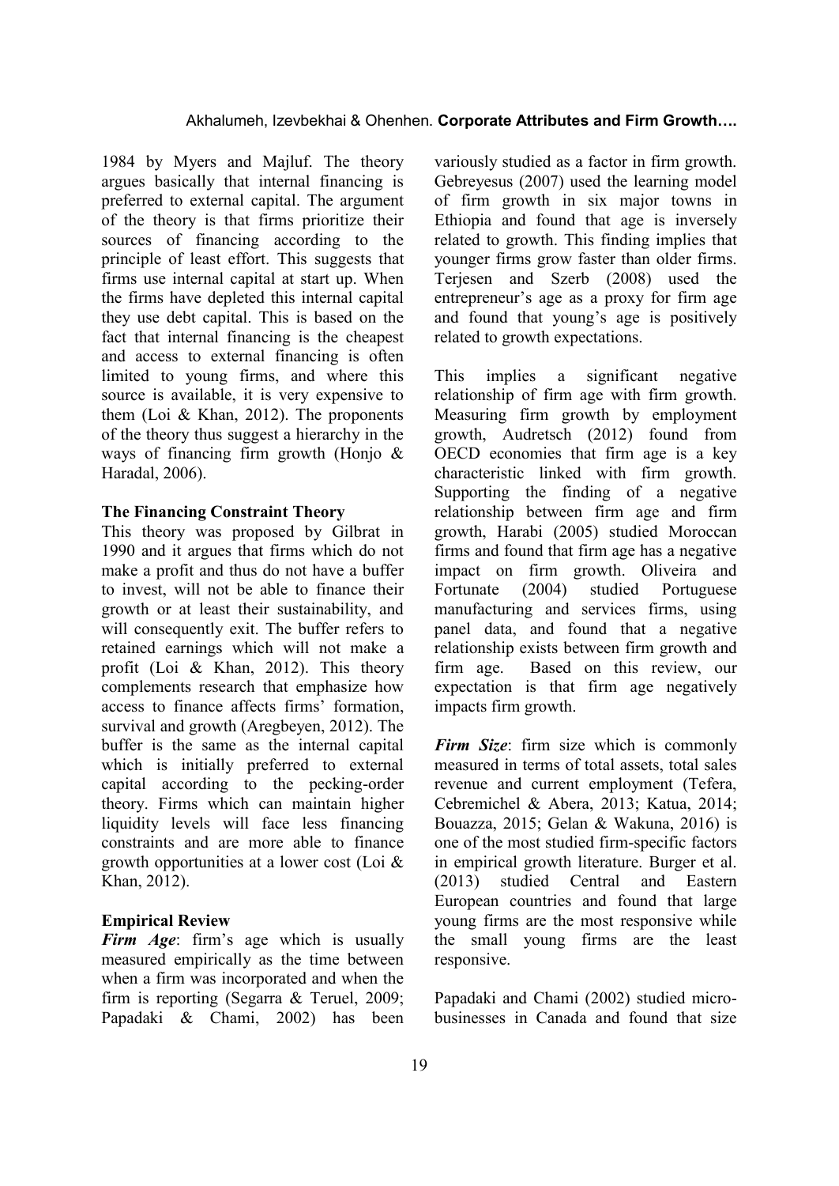1984 by Myers and Majluf. The theory argues basically that internal financing is preferred to external capital. The argument of the theory is that firms prioritize their sources of financing according to the principle of least effort. This suggests that firms use internal capital at start up. When the firms have depleted this internal capital they use debt capital. This is based on the fact that internal financing is the cheapest and access to external financing is often limited to young firms, and where this source is available, it is very expensive to them (Loi & Khan, 2012). The proponents of the theory thus suggest a hierarchy in the ways of financing firm growth (Honjo & Haradal, 2006).

**The Financing Constraint Theory**

This theory was proposed by Gilbrat in 1990 and it argues that firms which do not make a profit and thus do not have a buffer to invest, will not be able to finance their growth or at least their sustainability, and will consequently exit. The buffer refers to retained earnings which will not make a profit (Loi & Khan, 2012). This theory complements research that emphasize how access to finance affects firms' formation, survival and growth (Aregbeyen, 2012). The buffer is the same as the internal capital which is initially preferred to external capital according to the pecking-order theory. Firms which can maintain higher liquidity levels will face less financing constraints and are more able to finance growth opportunities at a lower cost (Loi & Khan, 2012).

**Empirical Review**

***Firm Age***: firm's age which is usually measured empirically as the time between when a firm was incorporated and when the firm is reporting (Segarra & Teruel, 2009; Papadaki & Chami, 2002) has been variously studied as a factor in firm growth. Gebreyesus (2007) used the learning model of firm growth in six major towns in Ethiopia and found that age is inversely related to growth. This finding implies that younger firms grow faster than older firms. Terjesen and Szerb (2008) used the entrepreneur's age as a proxy for firm age and found that young's age is positively related to growth expectations.

This implies a significant negative relationship of firm age with firm growth. Measuring firm growth by employment growth, Audretsch (2012) found from OECD economies that firm age is a key characteristic linked with firm growth. Supporting the finding of a negative relationship between firm age and firm growth, Harabi (2005) studied Moroccan firms and found that firm age has a negative impact on firm growth. Oliveira and Fortunate (2004) studied Portuguese manufacturing and services firms, using panel data, and found that a negative relationship exists between firm growth and firm age. Based on this review, our expectation is that firm age negatively impacts firm growth.

***Firm Size***: firm size which is commonly measured in terms of total assets, total sales revenue and current employment (Tefera, Cebremichel & Abera, 2013; Katua, 2014; Bouazza, 2015; Gelan & Wakuna, 2016) is one of the most studied firm-specific factors in empirical growth literature. Burger et al. (2013) studied Central and Eastern European countries and found that large young firms are the most responsive while the small young firms are the least responsive.

Papadaki and Chami (2002) studied micro-businesses in Canada and found that size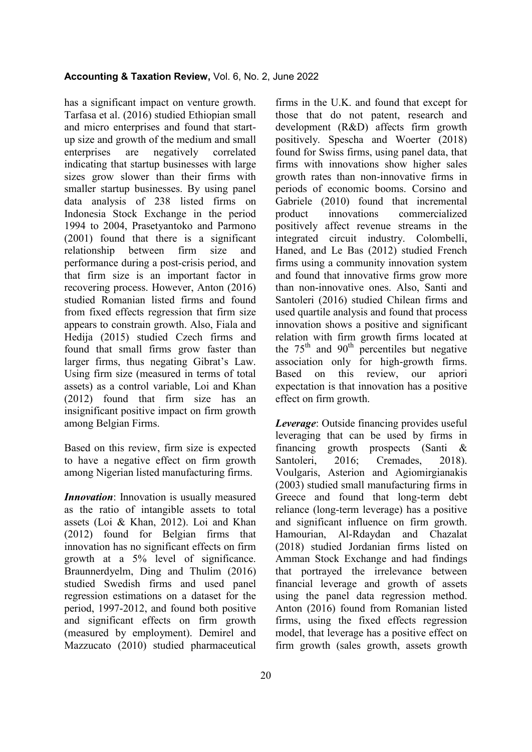has a significant impact on venture growth. Tarfasa et al. (2016) studied Ethiopian small and micro enterprises and found that start-up size and growth of the medium and small enterprises are negatively correlated indicating that startup businesses with large sizes grow slower than their firms with smaller startup businesses. By using panel data analysis of 238 listed firms on Indonesia Stock Exchange in the period 1994 to 2004, Prasetyantoko and Parmono (2001) found that there is a significant relationship between firm size and performance during a post-crisis period, and that firm size is an important factor in recovering process. However, Anton (2016) studied Romanian listed firms and found from fixed effects regression that firm size appears to constrain growth. Also, Fiala and Hedija (2015) studied Czech firms and found that small firms grow faster than larger firms, thus negating Gibrat's Law. Using firm size (measured in terms of total assets) as a control variable, Loi and Khan (2012) found that firm size has an insignificant positive impact on firm growth among Belgian Firms.

Based on this review, firm size is expected to have a negative effect on firm growth among Nigerian listed manufacturing firms.

***Innovation***: Innovation is usually measured as the ratio of intangible assets to total assets (Loi & Khan, 2012). Loi and Khan (2012) found for Belgian firms that innovation has no significant effects on firm growth at a 5% level of significance. Braunnerdyelm, Ding and Thulim (2016) studied Swedish firms and used panel regression estimations on a dataset for the period, 1997-2012, and found both positive and significant effects on firm growth (measured by employment). Demirel and Mazzucato (2010) studied pharmaceutical firms in the U.K. and found that except for those that do not patent, research and development (R&D) affects firm growth positively. Spescha and Woerter (2018) found for Swiss firms, using panel data, that firms with innovations show higher sales growth rates than non-innovative firms in periods of economic booms. Corsino and Gabriele (2010) found that incremental product innovations commercialized positively affect revenue streams in the integrated circuit industry. Colombelli, Haned, and Le Bas (2012) studied French firms using a community innovation system and found that innovative firms grow more than non-innovative ones. Also, Santi and Santoleri (2016) studied Chilean firms and used quartile analysis and found that process innovation shows a positive and significant relation with firm growth firms located at the 75th and 90th percentiles but negative association only for high-growth firms. Based on this review, our apriori expectation is that innovation has a positive effect on firm growth.

***Leverage***: Outside financing provides useful leveraging that can be used by firms in financing growth prospects (Santi & Santoleri, 2016; Cremades, 2018). Voulgaris, Asterion and Agiomirgianakis (2003) studied small manufacturing firms in Greece and found that long-term debt reliance (long-term leverage) has a positive and significant influence on firm growth. Hamourian, Al-Rdaydan and Chazalat (2018) studied Jordanian firms listed on Amman Stock Exchange and had findings that portrayed the irrelevance between financial leverage and growth of assets using the panel data regression method. Anton (2016) found from Romanian listed firms, using the fixed effects regression model, that leverage has a positive effect on firm growth (sales growth, assets growth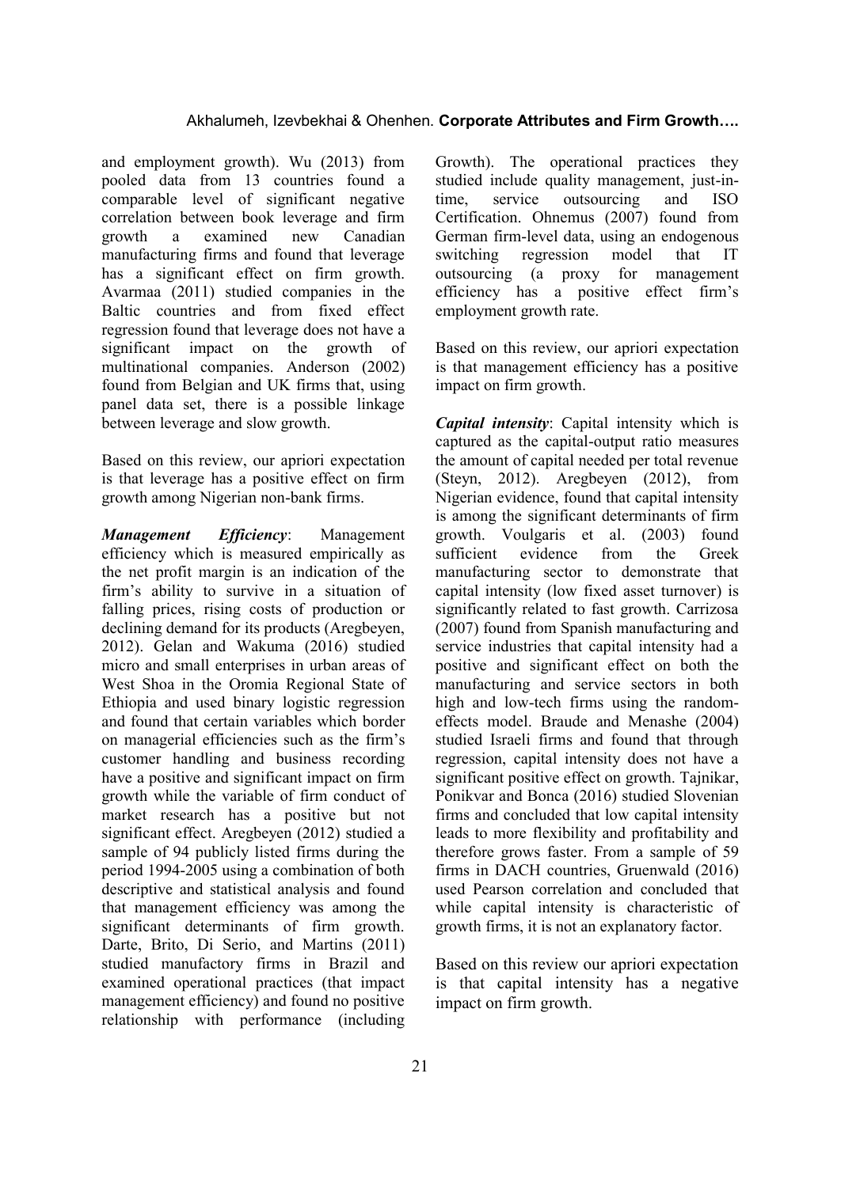and employment growth). Wu (2013) from pooled data from 13 countries found a comparable level of significant negative correlation between book leverage and firm growth a examined new Canadian manufacturing firms and found that leverage has a significant effect on firm growth. Avarmaa (2011) studied companies in the Baltic countries and from fixed effect regression found that leverage does not have a significant impact on the growth of multinational companies. Anderson (2002) found from Belgian and UK firms that, using panel data set, there is a possible linkage between leverage and slow growth.

Based on this review, our apriori expectation is that leverage has a positive effect on firm growth among Nigerian non-bank firms.

***Management Efficiency***: Management efficiency which is measured empirically as the net profit margin is an indication of the firm's ability to survive in a situation of falling prices, rising costs of production or declining demand for its products (Aregbeyen, 2012). Gelan and Wakuma (2016) studied micro and small enterprises in urban areas of West Shoa in the Oromia Regional State of Ethiopia and used binary logistic regression and found that certain variables which border on managerial efficiencies such as the firm's customer handling and business recording have a positive and significant impact on firm growth while the variable of firm conduct of market research has a positive but not significant effect. Aregbeyen (2012) studied a sample of 94 publicly listed firms during the period 1994-2005 using a combination of both descriptive and statistical analysis and found that management efficiency was among the significant determinants of firm growth. Darte, Brito, Di Serio, and Martins (2011) studied manufactory firms in Brazil and examined operational practices (that impact management efficiency) and found no positive relationship with performance (including Growth). The operational practices they studied include quality management, just-in-time, service outsourcing and ISO Certification. Ohnemus (2007) found from German firm-level data, using an endogenous switching regression model that IT outsourcing (a proxy for management efficiency has a positive effect firm's employment growth rate.

Based on this review, our apriori expectation is that management efficiency has a positive impact on firm growth.

***Capital intensity***: Capital intensity which is captured as the capital-output ratio measures the amount of capital needed per total revenue (Steyn, 2012). Aregbeyen (2012), from Nigerian evidence, found that capital intensity is among the significant determinants of firm growth. Voulgaris et al. (2003) found sufficient evidence from the Greek manufacturing sector to demonstrate that capital intensity (low fixed asset turnover) is significantly related to fast growth. Carrizosa (2007) found from Spanish manufacturing and service industries that capital intensity had a positive and significant effect on both the manufacturing and service sectors in both high and low-tech firms using the random-effects model. Braude and Menashe (2004) studied Israeli firms and found that through regression, capital intensity does not have a significant positive effect on growth. Tajnikar, Ponikvar and Bonca (2016) studied Slovenian firms and concluded that low capital intensity leads to more flexibility and profitability and therefore grows faster. From a sample of 59 firms in DACH countries, Gruenwald (2016) used Pearson correlation and concluded that while capital intensity is characteristic of growth firms, it is not an explanatory factor.

Based on this review our apriori expectation is that capital intensity has a negative impact on firm growth.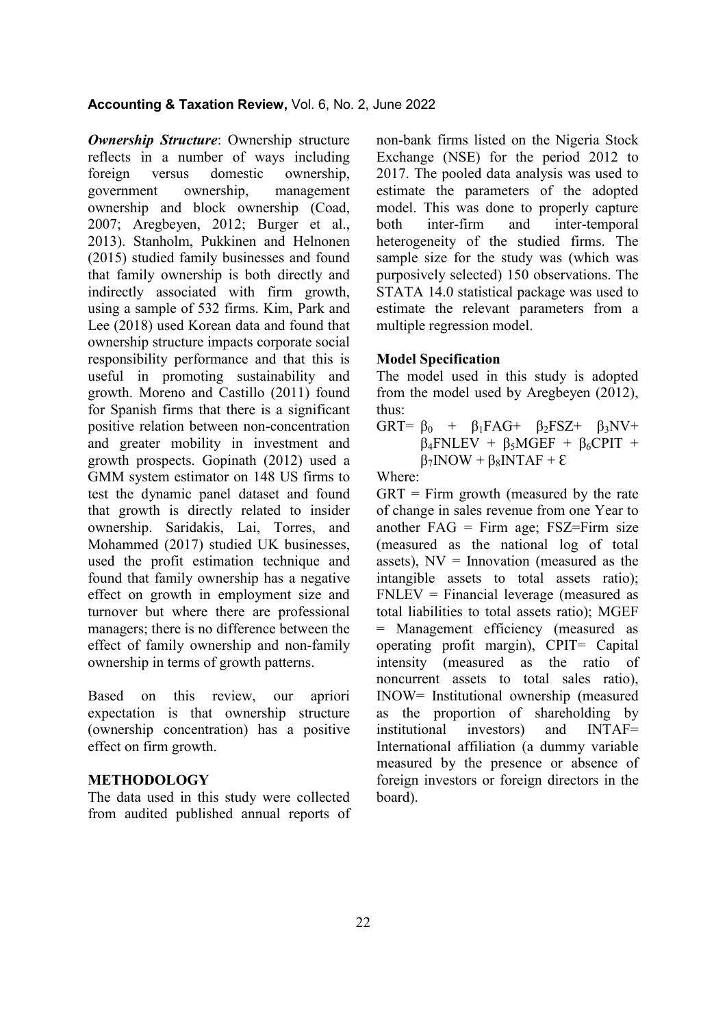***Ownership Structure***: Ownership structure reflects in a number of ways including foreign versus domestic ownership, government ownership, management ownership and block ownership (Coad, 2007; Aregbeyen, 2012; Burger et al., 2013). Stanholm, Pukkinen and Helnonen (2015) studied family businesses and found that family ownership is both directly and indirectly associated with firm growth, using a sample of 532 firms. Kim, Park and Lee (2018) used Korean data and found that ownership structure impacts corporate social responsibility performance and that this is useful in promoting sustainability and growth. Moreno and Castillo (2011) found for Spanish firms that there is a significant positive relation between non-concentration and greater mobility in investment and growth prospects. Gopinath (2012) used a GMM system estimator on 148 US firms to test the dynamic panel dataset and found that growth is directly related to insider ownership. Saridakis, Lai, Torres, and Mohammed (2017) studied UK businesses, used the profit estimation technique and found that family ownership has a negative effect on growth in employment size and turnover but where there are professional managers; there is no difference between the effect of family ownership and non-family ownership in terms of growth patterns.

Based on this review, our apriori expectation is that ownership structure (ownership concentration) has a positive effect on firm growth.

## METHODOLOGY

The data used in this study were collected from audited published annual reports of non-bank firms listed on the Nigeria Stock Exchange (NSE) for the period 2012 to 2017. The pooled data analysis was used to estimate the parameters of the adopted model. This was done to properly capture both inter-firm and inter-temporal heterogeneity of the studied firms. The sample size for the study was (which was purposively selected) 150 observations. The STATA 14.0 statistical package was used to estimate the relevant parameters from a multiple regression model.

### Model Specification

The model used in this study is adopted from the model used by Aregbeyen (2012), thus:

$$GRT = \beta_0 + \beta_1 FAG + \beta_2 FSZ + \beta_3 NV + \beta_4 FNLEV + \beta_5 MGEF + \beta_6 CPIT + \beta_7 INOW + \beta_8 INTAF + \varepsilon$$

Where:

GRT = Firm growth (measured by the rate of change in sales revenue from one Year to another FAG = Firm age; FSZ=Firm size (measured as the national log of total assets), NV = Innovation (measured as the intangible assets to total assets ratio); FNLEV = Financial leverage (measured as total liabilities to total assets ratio); MGEF = Management efficiency (measured as operating profit margin), CPIT= Capital intensity (measured as the ratio of noncurrent assets to total sales ratio), INOW= Institutional ownership (measured as the proportion of shareholding by institutional investors) and INTAF= International affiliation (a dummy variable measured by the presence or absence of foreign investors or foreign directors in the board).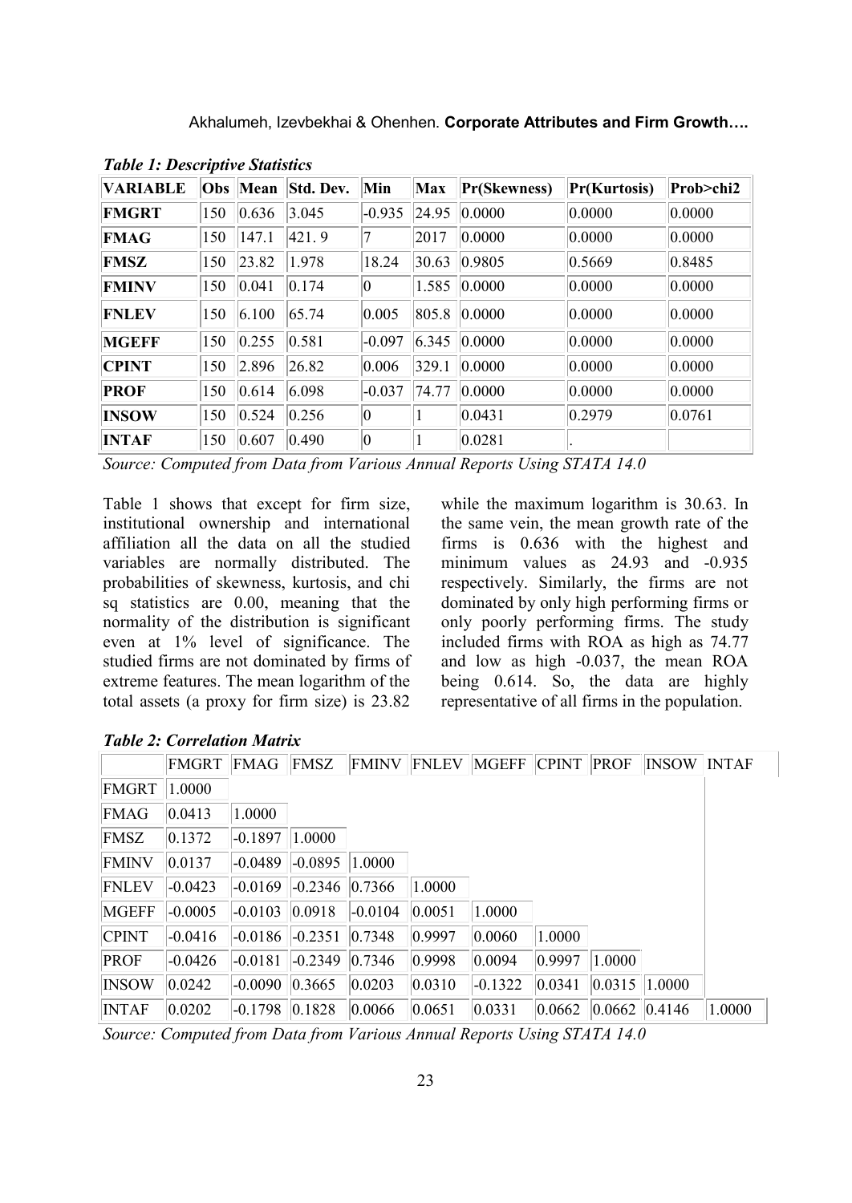***Table 1: Descriptive Statistics***

| VARIABLE | Obs | Mean | Std. Dev. | Min | Max | Pr(Skewness) | Pr(Kurtosis) | Prob>chi2 |
|---|---|---|---|---|---|---|---|---|
| **FMGRT** | 150 | 0.636 | 3.045 | -0.935 | 24.95 | 0.0000 | 0.0000 | 0.0000 |
| **FMAG** | 150 | 147.1 | 421. 9 | 7 | 2017 | 0.0000 | 0.0000 | 0.0000 |
| **FMSZ** | 150 | 23.82 | 1.978 | 18.24 | 30.63 | 0.9805 | 0.5669 | 0.8485 |
| **FMINV** | 150 | 0.041 | 0.174 | 0 | 1.585 | 0.0000 | 0.0000 | 0.0000 |
| **FNLEV** | 150 | 6.100 | 65.74 | 0.005 | 805.8 | 0.0000 | 0.0000 | 0.0000 |
| **MGEFF** | 150 | 0.255 | 0.581 | -0.097 | 6.345 | 0.0000 | 0.0000 | 0.0000 |
| **CPINT** | 150 | 2.896 | 26.82 | 0.006 | 329.1 | 0.0000 | 0.0000 | 0.0000 |
| **PROF** | 150 | 0.614 | 6.098 | -0.037 | 74.77 | 0.0000 | 0.0000 | 0.0000 |
| **INSOW** | 150 | 0.524 | 0.256 | 0 | 1 | 0.0431 | 0.2979 | 0.0761 |
| **INTAF** | 150 | 0.607 | 0.490 | 0 | 1 | 0.0281 | . | |

*Source: Computed from Data from Various Annual Reports Using STATA 14.0*

Table 1 shows that except for firm size, institutional ownership and international affiliation all the data on all the studied variables are normally distributed. The probabilities of skewness, kurtosis, and chi sq statistics are 0.00, meaning that the normality of the distribution is significant even at 1% level of significance. The studied firms are not dominated by firms of extreme features. The mean logarithm of the total assets (a proxy for firm size) is 23.82 while the maximum logarithm is 30.63. In the same vein, the mean growth rate of the firms is 0.636 with the highest and minimum values as 24.93 and -0.935 respectively. Similarly, the firms are not dominated by only high performing firms or only poorly performing firms. The study included firms with ROA as high as 74.77 and low as high -0.037, the mean ROA being 0.614. So, the data are highly representative of all firms in the population.

***Table 2: Correlation Matrix***

| | FMGRT | FMAG | FMSZ | FMINV | FNLEV | MGEFF | CPINT | PROF | INSOW | INTAF |
|---|---|---|---|---|---|---|---|---|---|---|
| FMGRT | 1.0000 | | | | | | | | | |
| FMAG | 0.0413 | 1.0000 | | | | | | | | |
| FMSZ | 0.1372 | -0.1897 | 1.0000 | | | | | | | |
| FMINV | 0.0137 | -0.0489 | -0.0895 | 1.0000 | | | | | | |
| FNLEV | -0.0423 | -0.0169 | -0.2346 | 0.7366 | 1.0000 | | | | | |
| MGEFF | -0.0005 | -0.0103 | 0.0918 | -0.0104 | 0.0051 | 1.0000 | | | | |
| CPINT | -0.0416 | -0.0186 | -0.2351 | 0.7348 | 0.9997 | 0.0060 | 1.0000 | | | |
| PROF | -0.0426 | -0.0181 | -0.2349 | 0.7346 | 0.9998 | 0.0094 | 0.9997 | 1.0000 | | |
| INSOW | 0.0242 | -0.0090 | 0.3665 | 0.0203 | 0.0310 | -0.1322 | 0.0341 | 0.0315 | 1.0000 | |
| INTAF | 0.0202 | -0.1798 | 0.1828 | 0.0066 | 0.0651 | 0.0331 | 0.0662 | 0.0662 | 0.4146 | 1.0000 |

*Source: Computed from Data from Various Annual Reports Using STATA 14.0*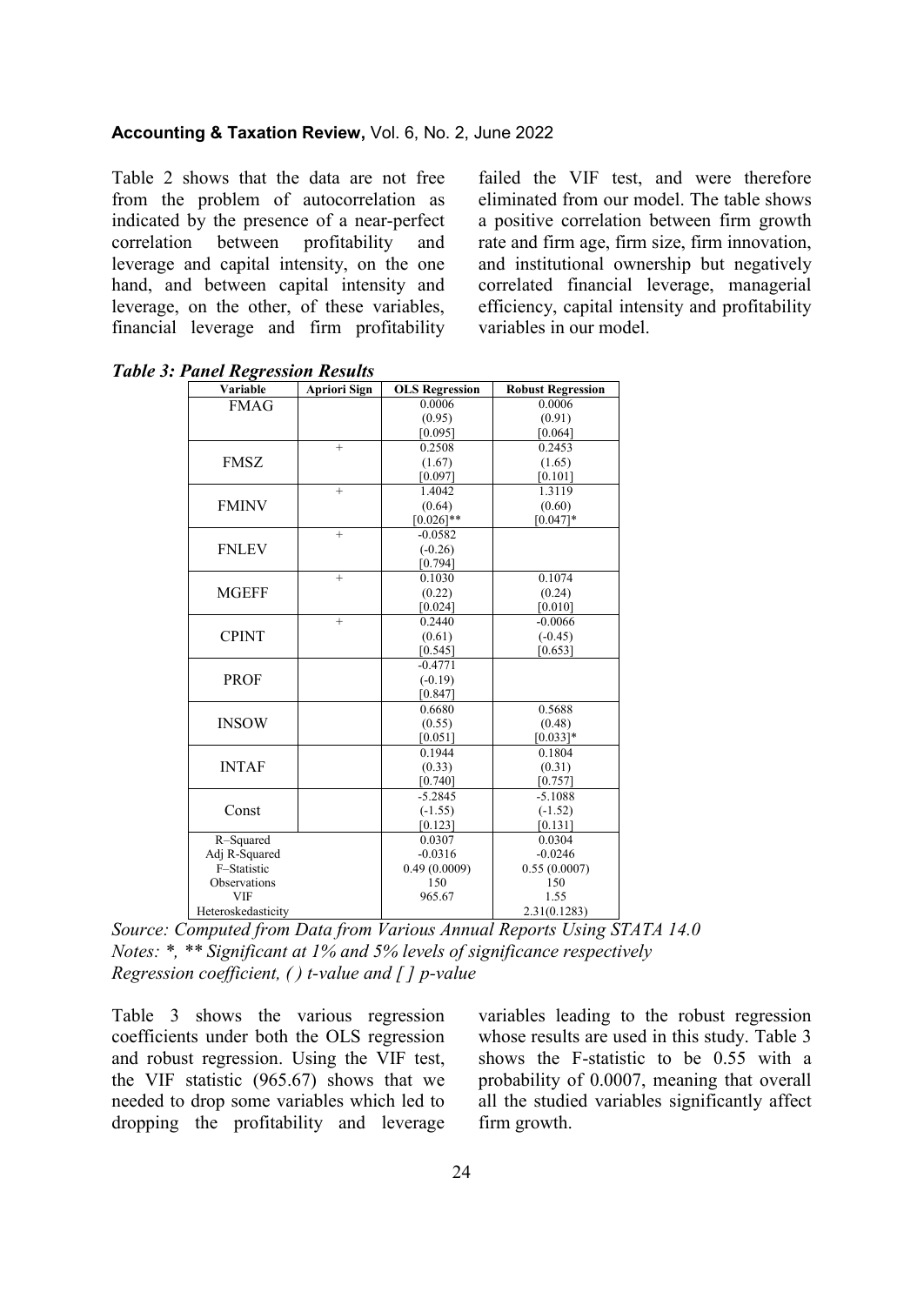Table 2 shows that the data are not free from the problem of autocorrelation as indicated by the presence of a near-perfect correlation between profitability and leverage and capital intensity, on the one hand, and between capital intensity and leverage, on the other, of these variables, financial leverage and firm profitability failed the VIF test, and were therefore eliminated from our model. The table shows a positive correlation between firm growth rate and firm age, firm size, firm innovation, and institutional ownership but negatively correlated financial leverage, managerial efficiency, capital intensity and profitability variables in our model.

***Table 3: Panel Regression Results***

| Variable | Apriori Sign | OLS Regression | Robust Regression |
|---|---|---|---|
| FMAG | | 0.0006<br>(0.95)<br>[0.095] | 0.0006<br>(0.91)<br>[0.064] |
| FMSZ | + | 0.2508<br>(1.67)<br>[0.097] | 0.2453<br>(1.65)<br>[0.101] |
| FMINV | + | 1.4042<br>(0.64)<br>[0.026]** | 1.3119<br>(0.60)<br>[0.047]* |
| FNLEV | + | -0.0582<br>(-0.26)<br>[0.794] | |
| MGEFF | + | 0.1030<br>(0.22)<br>[0.024] | 0.1074<br>(0.24)<br>[0.010] |
| CPINT | + | 0.2440<br>(0.61)<br>[0.545] | -0.0066<br>(-0.45)<br>[0.653] |
| PROF | | -0.4771<br>(-0.19)<br>[0.847] | |
| INSOW | | 0.6680<br>(0.55)<br>[0.051] | 0.5688<br>(0.48)<br>[0.033]* |
| INTAF | | 0.1944<br>(0.33)<br>[0.740] | 0.1804<br>(0.31)<br>[0.757] |
| Const | | -5.2845<br>(-1.55)<br>[0.123] | -5.1088<br>(-1.52)<br>[0.131] |
| R–Squared | | 0.0307 | 0.0304 |
| Adj R-Squared | | -0.0316 | -0.0246 |
| F–Statistic | | 0.49 (0.0009) | 0.55 (0.0007) |
| Observations | | 150 | 150 |
| VIF | | 965.67 | 1.55 |
| Heteroskedasticity | | | 2.31(0.1283) |

*Source: Computed from Data from Various Annual Reports Using STATA 14.0*
*Notes: *, ** Significant at 1% and 5% levels of significance respectively*
*Regression coefficient, ( ) t-value and [ ] p-value*

Table 3 shows the various regression coefficients under both the OLS regression and robust regression. Using the VIF test, the VIF statistic (965.67) shows that we needed to drop some variables which led to dropping the profitability and leverage variables leading to the robust regression whose results are used in this study. Table 3 shows the F-statistic to be 0.55 with a probability of 0.0007, meaning that overall all the studied variables significantly affect firm growth.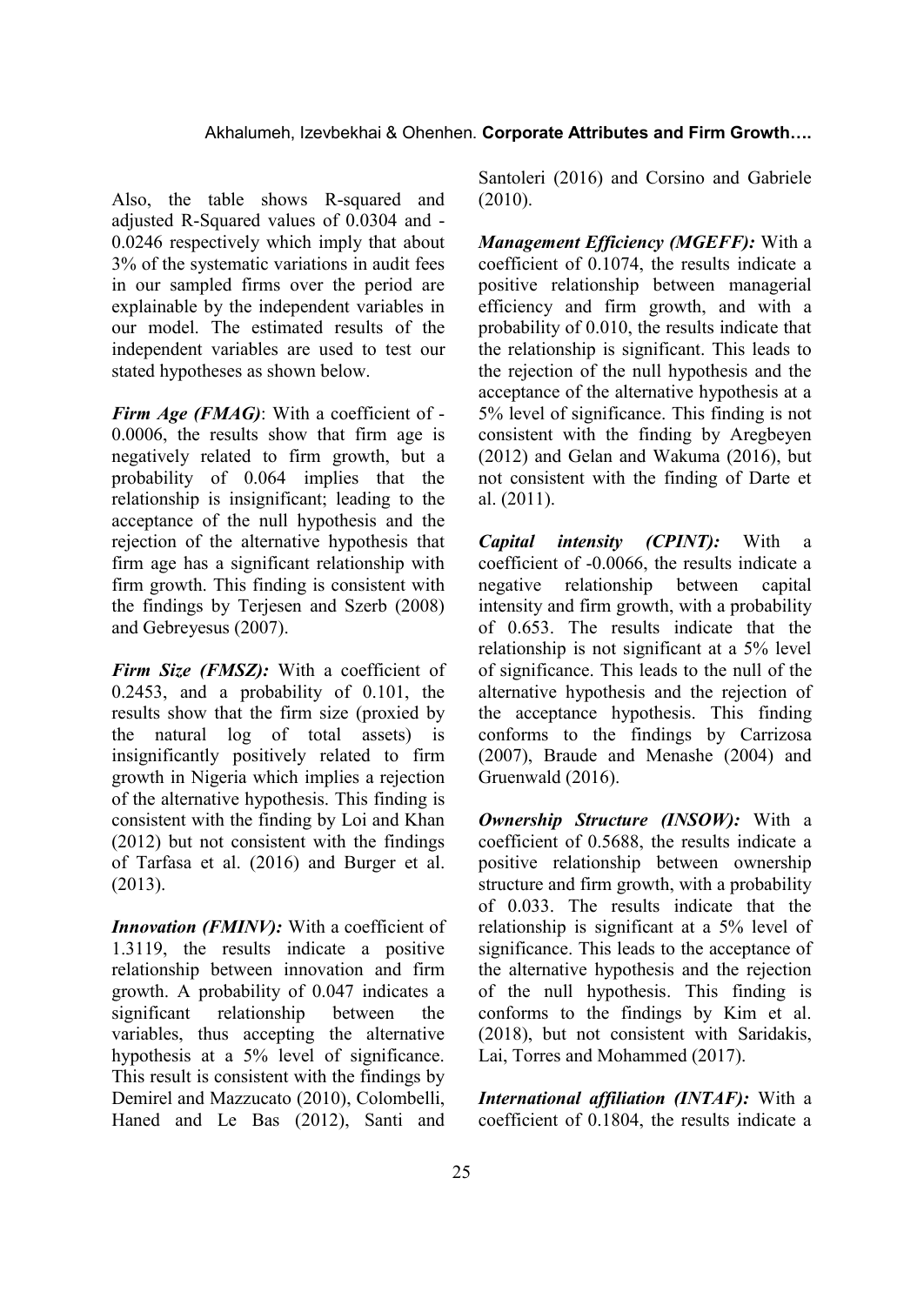Also, the table shows R-squared and adjusted R-Squared values of 0.0304 and -0.0246 respectively which imply that about 3% of the systematic variations in audit fees in our sampled firms over the period are explainable by the independent variables in our model. The estimated results of the independent variables are used to test our stated hypotheses as shown below.

***Firm Age (FMAG)***: With a coefficient of -0.0006, the results show that firm age is negatively related to firm growth, but a probability of 0.064 implies that the relationship is insignificant; leading to the acceptance of the null hypothesis and the rejection of the alternative hypothesis that firm age has a significant relationship with firm growth. This finding is consistent with the findings by Terjesen and Szerb (2008) and Gebreyesus (2007).

***Firm Size (FMSZ):*** With a coefficient of 0.2453, and a probability of 0.101, the results show that the firm size (proxied by the natural log of total assets) is insignificantly positively related to firm growth in Nigeria which implies a rejection of the alternative hypothesis. This finding is consistent with the finding by Loi and Khan (2012) but not consistent with the findings of Tarfasa et al. (2016) and Burger et al. (2013).

***Innovation (FMINV):*** With a coefficient of 1.3119, the results indicate a positive relationship between innovation and firm growth. A probability of 0.047 indicates a significant relationship between the variables, thus accepting the alternative hypothesis at a 5% level of significance. This result is consistent with the findings by Demirel and Mazzucato (2010), Colombelli, Haned and Le Bas (2012), Santi and Santoleri (2016) and Corsino and Gabriele (2010).

***Management Efficiency (MGEFF):*** With a coefficient of 0.1074, the results indicate a positive relationship between managerial efficiency and firm growth, and with a probability of 0.010, the results indicate that the relationship is significant. This leads to the rejection of the null hypothesis and the acceptance of the alternative hypothesis at a 5% level of significance. This finding is not consistent with the finding by Aregbeyen (2012) and Gelan and Wakuma (2016), but not consistent with the finding of Darte et al. (2011).

***Capital intensity (CPINT):*** With a coefficient of -0.0066, the results indicate a negative relationship between capital intensity and firm growth, with a probability of 0.653. The results indicate that the relationship is not significant at a 5% level of significance. This leads to the null of the alternative hypothesis and the rejection of the acceptance hypothesis. This finding conforms to the findings by Carrizosa (2007), Braude and Menashe (2004) and Gruenwald (2016).

***Ownership Structure (INSOW):*** With a coefficient of 0.5688, the results indicate a positive relationship between ownership structure and firm growth, with a probability of 0.033. The results indicate that the relationship is significant at a 5% level of significance. This leads to the acceptance of the alternative hypothesis and the rejection of the null hypothesis. This finding is conforms to the findings by Kim et al. (2018), but not consistent with Saridakis, Lai, Torres and Mohammed (2017).

***International affiliation (INTAF):*** With a coefficient of 0.1804, the results indicate a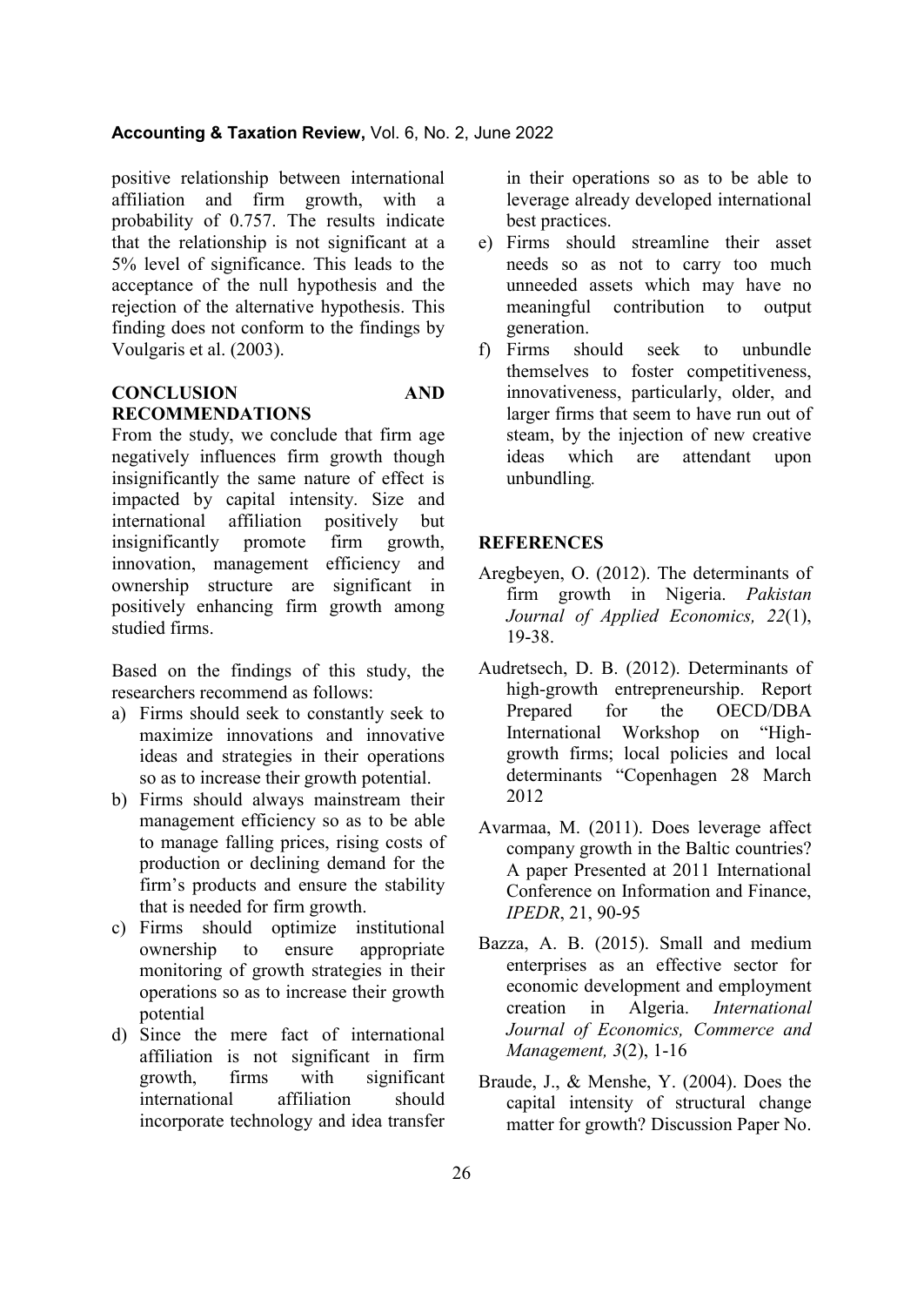positive relationship between international affiliation and firm growth, with a probability of 0.757. The results indicate that the relationship is not significant at a 5% level of significance. This leads to the acceptance of the null hypothesis and the rejection of the alternative hypothesis. This finding does not conform to the findings by Voulgaris et al. (2003).

## CONCLUSION AND RECOMMENDATIONS

From the study, we conclude that firm age negatively influences firm growth though insignificantly the same nature of effect is impacted by capital intensity. Size and international affiliation positively but insignificantly promote firm growth, innovation, management efficiency and ownership structure are significant in positively enhancing firm growth among studied firms.

Based on the findings of this study, the researchers recommend as follows:

a) Firms should seek to constantly seek to maximize innovations and innovative ideas and strategies in their operations so as to increase their growth potential.
b) Firms should always mainstream their management efficiency so as to be able to manage falling prices, rising costs of production or declining demand for the firm's products and ensure the stability that is needed for firm growth.
c) Firms should optimize institutional ownership to ensure appropriate monitoring of growth strategies in their operations so as to increase their growth potential
d) Since the mere fact of international affiliation is not significant in firm growth, firms with significant international affiliation should incorporate technology and idea transfer in their operations so as to be able to leverage already developed international best practices.
e) Firms should streamline their asset needs so as not to carry too much unneeded assets which may have no meaningful contribution to output generation.
f) Firms should seek to unbundle themselves to foster competitiveness, innovativeness, particularly, older, and larger firms that seem to have run out of steam, by the injection of new creative ideas which are attendant upon unbundling.

## REFERENCES

Aregbeyen, O. (2012). The determinants of firm growth in Nigeria. *Pakistan Journal of Applied Economics, 22*(1), 19-38.

Audretsech, D. B. (2012). Determinants of high-growth entrepreneurship. Report Prepared for the OECD/DBA International Workshop on "High-growth firms; local policies and local determinants "Copenhagen 28 March 2012

Avarmaa, M. (2011). Does leverage affect company growth in the Baltic countries? A paper Presented at 2011 International Conference on Information and Finance, *IPEDR*, 21, 90-95

Bazza, A. B. (2015). Small and medium enterprises as an effective sector for economic development and employment creation in Algeria. *International Journal of Economics, Commerce and Management, 3*(2), 1-16

Braude, J., & Menshe, Y. (2004). Does the capital intensity of structural change matter for growth? Discussion Paper No.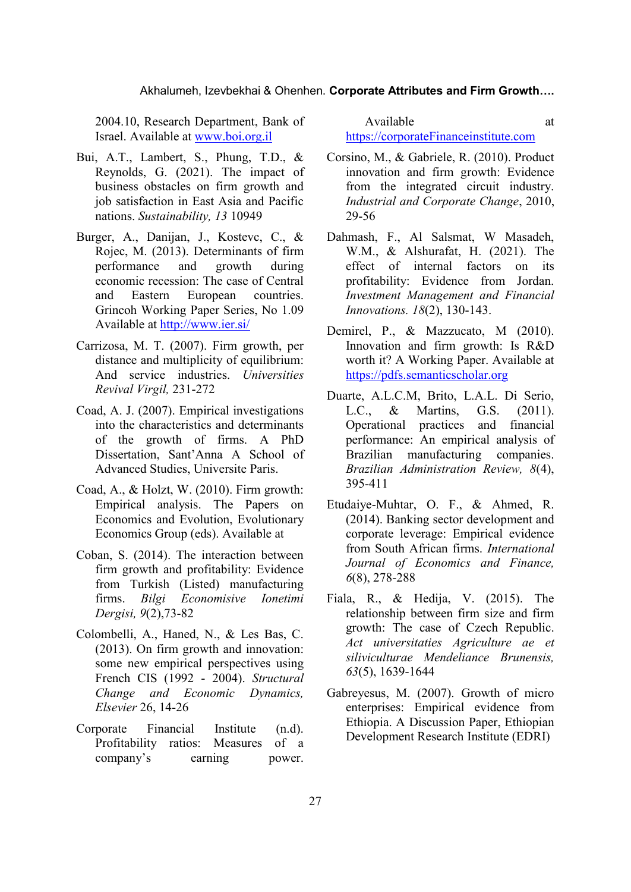2004.10, Research Department, Bank of Israel. Available at www.boi.org.il

Bui, A.T., Lambert, S., Phung, T.D., & Reynolds, G. (2021). The impact of business obstacles on firm growth and job satisfaction in East Asia and Pacific nations. *Sustainability, 13* 10949

Burger, A., Danijan, J., Kostevc, C., & Rojec, M. (2013). Determinants of firm performance and growth during economic recession: The case of Central and Eastern European countries. Grincoh Working Paper Series, No 1.09 Available at http://www.ier.si/

Carrizosa, M. T. (2007). Firm growth, per distance and multiplicity of equilibrium: And service industries. *Universities Revival Virgil,* 231-272

Coad, A. J. (2007). Empirical investigations into the characteristics and determinants of the growth of firms. A PhD Dissertation, Sant'Anna A School of Advanced Studies, Universite Paris.

Coad, A., & Holzt, W. (2010). Firm growth: Empirical analysis. The Papers on Economics and Evolution, Evolutionary Economics Group (eds). Available at

Coban, S. (2014). The interaction between firm growth and profitability: Evidence from Turkish (Listed) manufacturing firms. *Bilgi Economisive Ionetimi Dergisi, 9*(2),73-82

Colombelli, A., Haned, N., & Les Bas, C. (2013). On firm growth and innovation: some new empirical perspectives using French CIS (1992 - 2004). *Structural Change and Economic Dynamics, Elsevier* 26, 14-26

Corporate Financial Institute (n.d). Profitability ratios: Measures of a company's earning power. Available at https://corporateFinanceinstitute.com

Corsino, M., & Gabriele, R. (2010). Product innovation and firm growth: Evidence from the integrated circuit industry. *Industrial and Corporate Change*, 2010, 29-56

Dahmash, F., Al Salsmat, W Masadeh, W.M., & Alshurafat, H. (2021). The effect of internal factors on its profitability: Evidence from Jordan. *Investment Management and Financial Innovations. 18*(2), 130-143.

Demirel, P., & Mazzucato, M (2010). Innovation and firm growth: Is R&D worth it? A Working Paper. Available at https://pdfs.semanticscholar.org

Duarte, A.L.C.M, Brito, L.A.L. Di Serio, L.C., & Martins, G.S. (2011). Operational practices and financial performance: An empirical analysis of Brazilian manufacturing companies. *Brazilian Administration Review, 8*(4), 395-411

Etudaiye-Muhtar, O. F., & Ahmed, R. (2014). Banking sector development and corporate leverage: Empirical evidence from South African firms. *International Journal of Economics and Finance, 6*(8), 278-288

Fiala, R., & Hedija, V. (2015). The relationship between firm size and firm growth: The case of Czech Republic. *Act universitaties Agriculture ae et siliviculturae Mendeliance Brunensis, 63*(5), 1639-1644

Gabreyesus, M. (2007). Growth of micro enterprises: Empirical evidence from Ethiopia. A Discussion Paper, Ethiopian Development Research Institute (EDRI)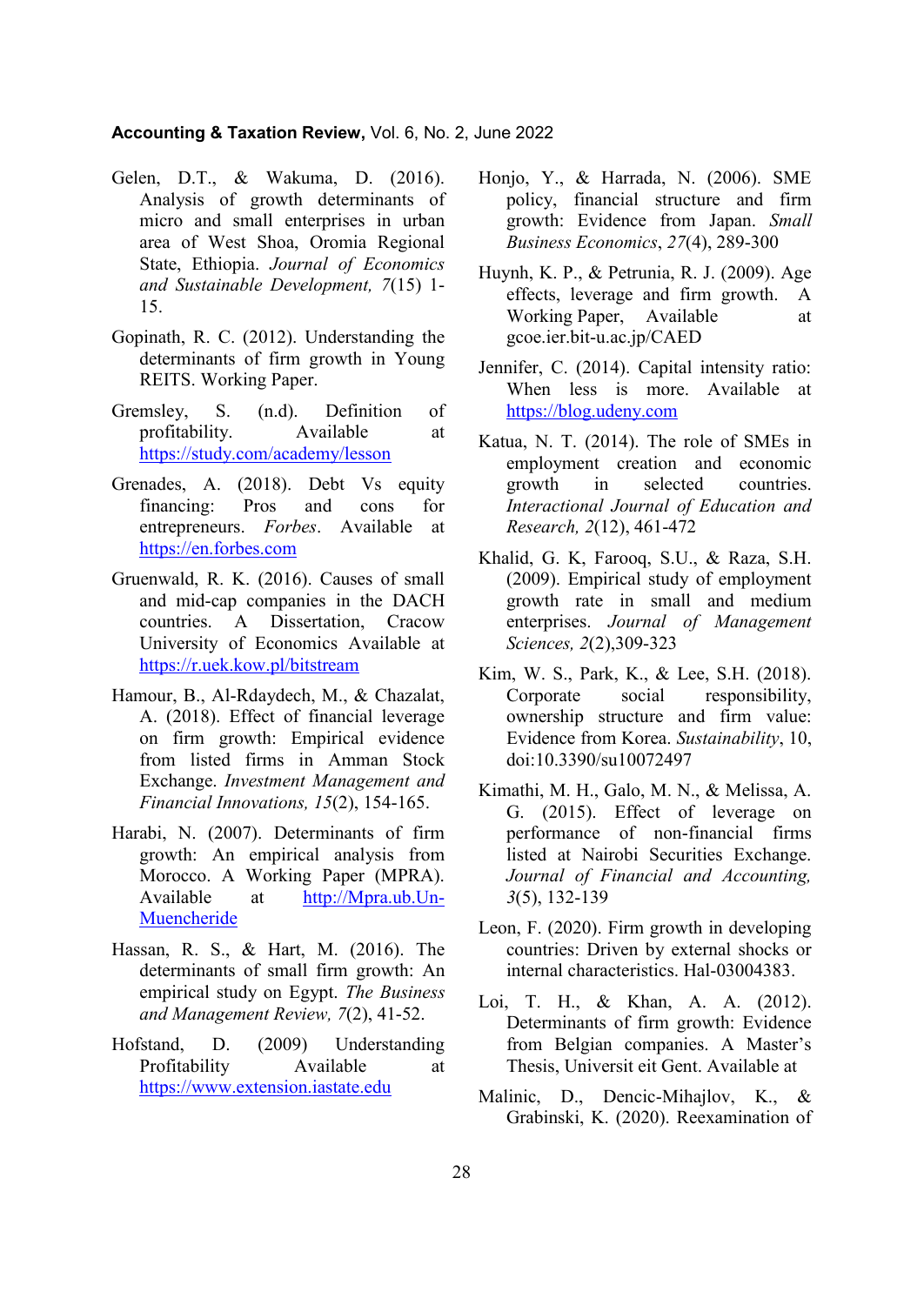Gelen, D.T., & Wakuma, D. (2016). Analysis of growth determinants of micro and small enterprises in urban area of West Shoa, Oromia Regional State, Ethiopia. *Journal of Economics and Sustainable Development, 7*(15) 1-15.

Gopinath, R. C. (2012). Understanding the determinants of firm growth in Young REITS. Working Paper.

Gremsley, S. (n.d). Definition of profitability. Available at https://study.com/academy/lesson

Grenades, A. (2018). Debt Vs equity financing: Pros and cons for entrepreneurs. *Forbes*. Available at https://en.forbes.com

Gruenwald, R. K. (2016). Causes of small and mid-cap companies in the DACH countries. A Dissertation, Cracow University of Economics Available at https://r.uek.kow.pl/bitstream

Hamour, B., Al-Rdaydech, M., & Chazalat, A. (2018). Effect of financial leverage on firm growth: Empirical evidence from listed firms in Amman Stock Exchange. *Investment Management and Financial Innovations, 15*(2), 154-165.

Harabi, N. (2007). Determinants of firm growth: An empirical analysis from Morocco. A Working Paper (MPRA). Available at http://Mpra.ub.Un-Muencheride

Hassan, R. S., & Hart, M. (2016). The determinants of small firm growth: An empirical study on Egypt. *The Business and Management Review, 7*(2), 41-52.

Hofstand, D. (2009) Understanding Profitability Available at https://www.extension.iastate.edu

Honjo, Y., & Harrada, N. (2006). SME policy, financial structure and firm growth: Evidence from Japan. *Small Business Economics*, *27*(4), 289-300

Huynh, K. P., & Petrunia, R. J. (2009). Age effects, leverage and firm growth. A Working Paper, Available at gcoe.ier.bit-u.ac.jp/CAED

Jennifer, C. (2014). Capital intensity ratio: When less is more. Available at https://blog.udeny.com

Katua, N. T. (2014). The role of SMEs in employment creation and economic growth in selected countries. *Interactional Journal of Education and Research, 2*(12), 461-472

Khalid, G. K, Farooq, S.U., & Raza, S.H. (2009). Empirical study of employment growth rate in small and medium enterprises. *Journal of Management Sciences, 2*(2),309-323

Kim, W. S., Park, K., & Lee, S.H. (2018). Corporate social responsibility, ownership structure and firm value: Evidence from Korea. *Sustainability*, 10, doi:10.3390/su10072497

Kimathi, M. H., Galo, M. N., & Melissa, A. G. (2015). Effect of leverage on performance of non-financial firms listed at Nairobi Securities Exchange. *Journal of Financial and Accounting, 3*(5), 132-139

Leon, F. (2020). Firm growth in developing countries: Driven by external shocks or internal characteristics. Hal-03004383.

Loi, T. H., & Khan, A. A. (2012). Determinants of firm growth: Evidence from Belgian companies. A Master's Thesis, Universit eit Gent. Available at

Malinic, D., Dencic-Mihajlov, K., & Grabinski, K. (2020). Reexamination of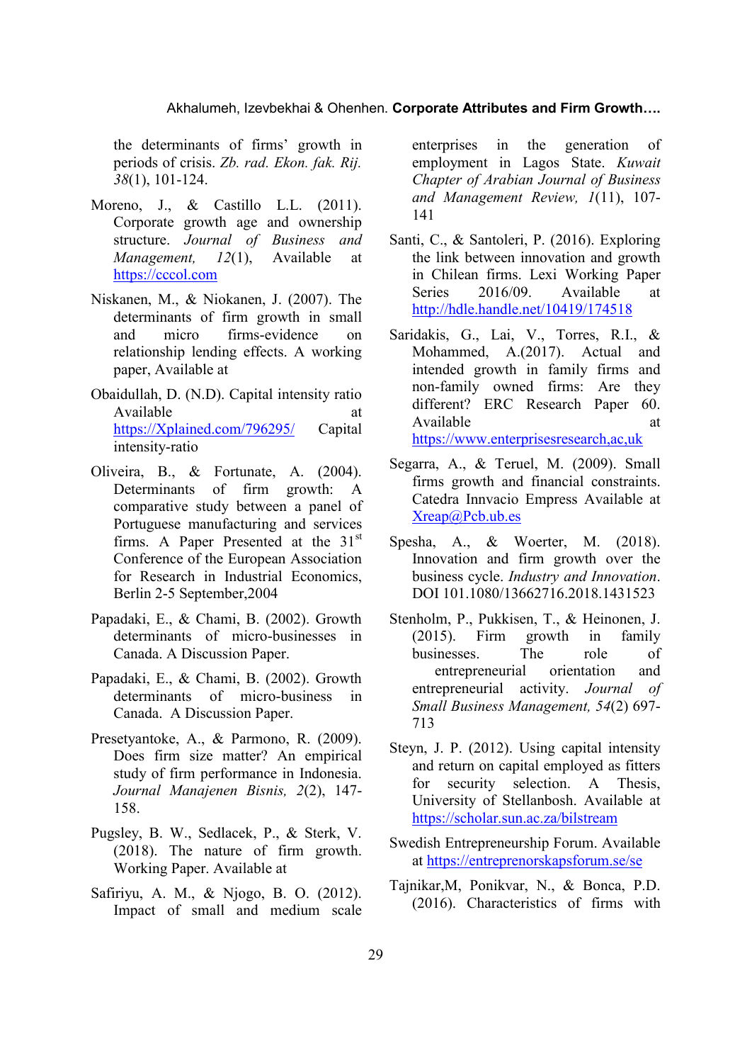the determinants of firms' growth in periods of crisis. *Zb. rad. Ekon. fak. Rij. 38*(1), 101-124.

Moreno, J., & Castillo L.L. (2011). Corporate growth age and ownership structure. *Journal of Business and Management, 12*(1), Available at https://cccol.com

Niskanen, M., & Niokanen, J. (2007). The determinants of firm growth in small and micro firms-evidence on relationship lending effects. A working paper, Available at

Obaidullah, D. (N.D). Capital intensity ratio Available at https://Xplained.com/796295/ Capital intensity-ratio

Oliveira, B., & Fortunate, A. (2004). Determinants of firm growth: A comparative study between a panel of Portuguese manufacturing and services firms. A Paper Presented at the 31st Conference of the European Association for Research in Industrial Economics, Berlin 2-5 September,2004

Papadaki, E., & Chami, B. (2002). Growth determinants of micro-businesses in Canada. A Discussion Paper.

Papadaki, E., & Chami, B. (2002). Growth determinants of micro-business in Canada. A Discussion Paper.

Presetyantoke, A., & Parmono, R. (2009). Does firm size matter? An empirical study of firm performance in Indonesia. *Journal Manajenen Bisnis, 2*(2), 147-158.

Pugsley, B. W., Sedlacek, P., & Sterk, V. (2018). The nature of firm growth. Working Paper. Available at

Safiriyu, A. M., & Njogo, B. O. (2012). Impact of small and medium scale enterprises in the generation of employment in Lagos State. *Kuwait Chapter of Arabian Journal of Business and Management Review, 1*(11), 107-141

Santi, C., & Santoleri, P. (2016). Exploring the link between innovation and growth in Chilean firms. Lexi Working Paper Series 2016/09. Available at http://hdle.handle.net/10419/174518

Saridakis, G., Lai, V., Torres, R.I., & Mohammed, A.(2017). Actual and intended growth in family firms and non-family owned firms: Are they different? ERC Research Paper 60. Available at https://www.enterprisesresearch,ac,uk

Segarra, A., & Teruel, M. (2009). Small firms growth and financial constraints. Catedra Innvacio Empress Available at Xreap@Pcb.ub.es

Spesha, A., & Woerter, M. (2018). Innovation and firm growth over the business cycle. *Industry and Innovation*. DOI 101.1080/13662716.2018.1431523

Stenholm, P., Pukkisen, T., & Heinonen, J. (2015). Firm growth in family businesses. The role of entrepreneurial orientation and entrepreneurial activity. *Journal of Small Business Management, 54*(2) 697-713

Steyn, J. P. (2012). Using capital intensity and return on capital employed as fitters for security selection. A Thesis, University of Stellanbosh. Available at https://scholar.sun.ac.za/bilstream

Swedish Entrepreneurship Forum. Available at https://entreprenorskapsforum.se/se

Tajnikar,M, Ponikvar, N., & Bonca, P.D. (2016). Characteristics of firms with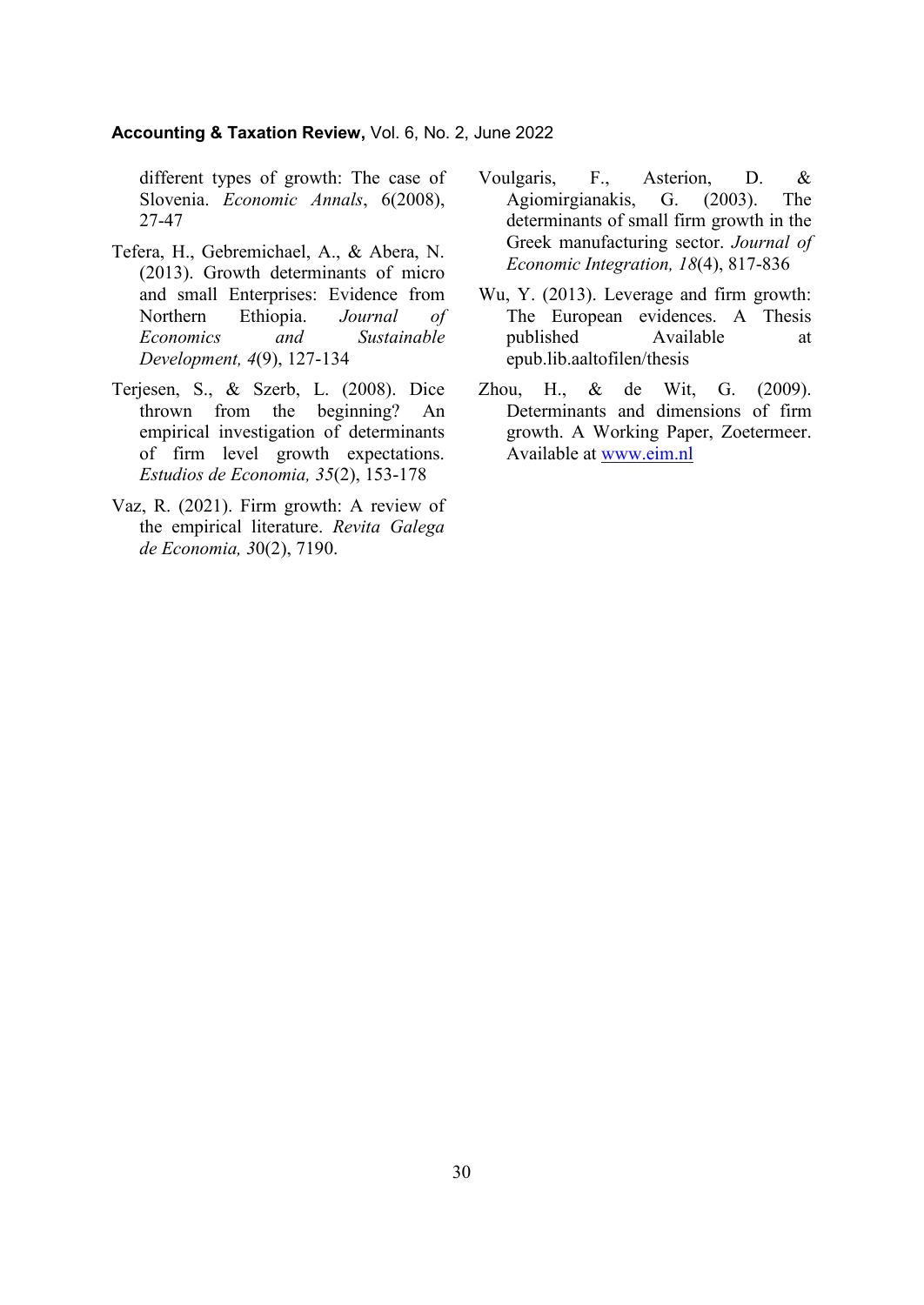different types of growth: The case of Slovenia. *Economic Annals*, 6(2008), 27-47

Tefera, H., Gebremichael, A., & Abera, N. (2013). Growth determinants of micro and small Enterprises: Evidence from Northern Ethiopia. *Journal of Economics and Sustainable Development, 4*(9), 127-134

Terjesen, S., & Szerb, L. (2008). Dice thrown from the beginning? An empirical investigation of determinants of firm level growth expectations. *Estudios de Economia, 35*(2), 153-178

Vaz, R. (2021). Firm growth: A review of the empirical literature. *Revita Galega de Economia, 3*0(2), 7190.

Voulgaris, F., Asterion, D. & Agiomirgianakis, G. (2003). The determinants of small firm growth in the Greek manufacturing sector. *Journal of Economic Integration, 18*(4), 817-836

Wu, Y. (2013). Leverage and firm growth: The European evidences. A Thesis published Available at epub.lib.aaltofilen/thesis

Zhou, H., & de Wit, G. (2009). Determinants and dimensions of firm growth. A Working Paper, Zoetermeer. Available at www.eim.nl